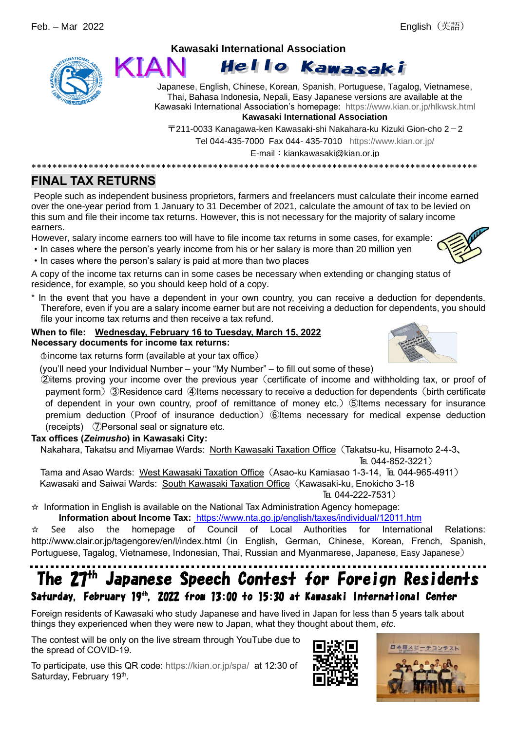Feb. – Mar 2022 English（英語）

**Kawasaki International Association**

# KIAN Hello Kawasaki

Japanese, English, Chinese, Korean, Spanish, Portuguese, Tagalog, Vietnamese, Thai, Bahasa Indonesia, Nepali, Easy Japanese versions are available at the Kawasaki International Association's homepage: https://www.kian.or.jp/hlkwsk.html

**Kawasaki International Association**

〒211-0033 Kanagawa-ken Kawasaki-shi Nakahara-ku Kizuki Gion-cho 2－2

Tel 044-435-7000 Fax 044- 435-7010 https://www.kian.or.jp/

E-mail：kiankawasaki@kian.or.jp

*************************************************************************************

## FINAL TAX RETURNS

People such as independent business proprietors, farmers and freelancers must calculate their income earned over the one-year period from 1 January to 31 December of 2021, calculate the amount of tax to be levied on this sum and file their income tax returns. However, this is not necessary for the majority of salary income earners.

However, salary income earners too will have to file income tax returns in some cases, for example:

- In cases where the person's yearly income from his or her salary is more than 20 million yen
- In cases where the person's salary is paid at more than two places

A copy of the income tax returns can in some cases be necessary when extending or changing status of residence, for example, so you should keep hold of a copy.

\* In the event that you have a dependent in your own country, you can receive a deduction for dependents. Therefore, even if you are a salary income earner but are not receiving a deduction for dependents, you should file your income tax returns and then receive a tax refund.

**When to file:** **Wednesday, February 16 to Tuesday, March 15, 2022**

**Necessary documents for income tax returns:**

①income tax returns form (available at your tax office)

(you'll need your Individual Number – your "My Number" – to fill out some of these)

②items proving your income over the previous year（certificate of income and withholding tax, or proof of payment form） ③Residence card ④Items necessary to receive a deduction for dependents（birth certificate of dependent in your own country, proof of remittance of money etc.） ⑤Items necessary for insurance premium deduction（Proof of insurance deduction） ⑥Items necessary for medical expense deduction (receipts) ⑦Personal seal or signature etc.

**Tax offices (*Zeimusho*) in Kawasaki City:**

Nakahara, Takatsu and Miyamae Wards: North Kawasaki Taxation Office（Takatsu-ku, Hisamoto 2-4-3、℡ 044-852-3221）

Tama and Asao Wards: West Kawasaki Taxation Office（Asao-ku Kamiasao 1-3-14, ℡ 044-965-4911）

Kawasaki and Saiwai Wards: South Kawasaki Taxation Office（Kawasaki-ku, Enokicho 3-18 ℡ 044-222-7531）

☆ Information in English is available on the National Tax Administration Agency homepage:

**Information about Income Tax:** https://www.nta.go.jp/english/taxes/individual/12011.htm

☆ See also the homepage of Council of Local Authorities for International Relations: http://www.clair.or.jp/tagengorev/en/l/index.html（in English, German, Chinese, Korean, French, Spanish, Portuguese, Tagalog, Vietnamese, Indonesian, Thai, Russian and Myanmarese, Japanese, Easy Japanese）

## The 27th Japanese Speech Contest for Foreign Residents

**Saturday, February 19th, 2022 from 13:00 to 15:30 at Kawasaki International Center**

Foreign residents of Kawasaki who study Japanese and have lived in Japan for less than 5 years talk about things they experienced when they were new to Japan, what they thought about them, *etc*.

The contest will be only on the live stream through YouTube due to the spread of COVID-19.

To participate, use this QR code: https://kian.or.jp/spa/ at 12:30 of Saturday, February 19th.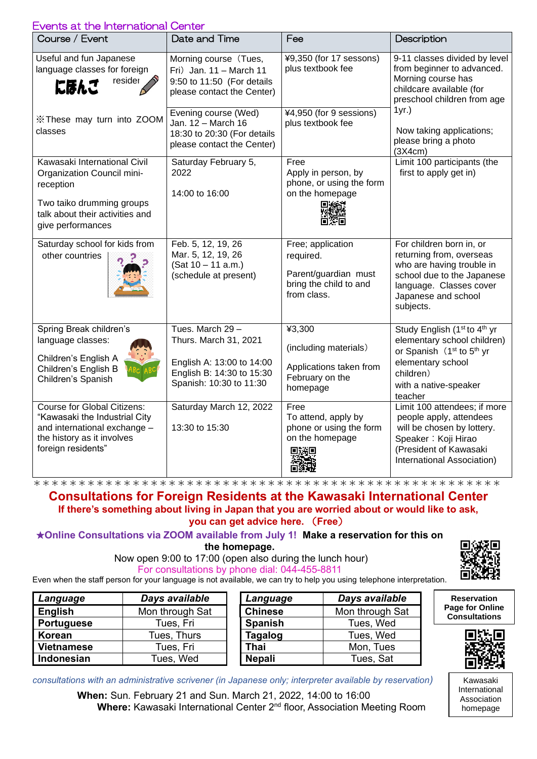## Events at the International Center

| Course / Event | Date and Time | Fee | Description |
|---|---|---|---|
| Useful and fun Japanese language classes for foreign residents にほんご<br><br>※These may turn into ZOOM classes | Morning course（Tues, Fri）Jan. 11 – March 11 9:50 to 11:50 (For details please contact the Center) | ¥9,350 (for 17 sessons) plus textbook fee | 9-11 classes divided by level from beginner to advanced. Morning course has childcare available (for preschool children from age 1yr.)<br><br>Now taking applications; please bring a photo (3X4cm) |
| | Evening course (Wed) Jan. 12 – March 16 18:30 to 20:30 (For details please contact the Center) | ¥4,950 (for 9 sessions) plus textbook fee | |
| Kawasaki International Civil Organization Council mini-reception<br><br>Two taiko drumming groups talk about their activities and give performances | Saturday February 5, 2022<br><br>14:00 to 16:00 | Free<br>Apply in person, by phone, or using the form on the homepage | Limit 100 participants (the first to apply get in) |
| Saturday school for kids from other countries | Feb. 5, 12, 19, 26<br>Mar. 5, 12, 19, 26<br>(Sat 10 – 11 a.m.)<br>(schedule at present) | Free; application required.<br><br>Parent/guardian must bring the child to and from class. | For children born in, or returning from, overseas who are having trouble in school due to the Japanese language. Classes cover Japanese and school subjects. |
| Spring Break children's language classes:<br><br>Children's English A<br>Children's English B<br>Children's Spanish | Tues. March 29 – Thurs. March 31, 2021<br><br>English A: 13:00 to 14:00<br>English B: 14:30 to 15:30<br>Spanish: 10:30 to 11:30 | ¥3,300<br><br>(including materials)<br><br>Applications taken from February on the homepage | Study English (1st to 4th yr elementary school children) or Spanish（1st to 5th yr elementary school children）<br>with a native-speaker teacher |
| Course for Global Citizens: "Kawasaki the Industrial City and international exchange – the history as it involves foreign residents" | Saturday March 12, 2022<br><br>13:30 to 15:30 | Free<br>To attend, apply by phone or using the form on the homepage | Limit 100 attendees; if more people apply, attendees will be chosen by lottery.<br>Speaker：Koji Hirao (President of Kawasaki International Association) |

\* \* \* \* \* \* \* \* \* \* \* \* \* \* \* \* \* \* \* \* \* \* \* \* \* \* \* \* \* \* \* \* \* \* \* \* \* \* \* \* \* \* \* \* \* \* \* \*

## Consultations for Foreign Residents at the Kawasaki International Center

**If there's something about living in Japan that you are worried about or would like to ask, you can get advice here. （Free）**

**★Online Consultations via ZOOM available from July 1! Make a reservation for this on the homepage.**

Now open 9:00 to 17:00 (open also during the lunch hour)

For consultations by phone dial: 044-455-8811

Even when the staff person for your language is not available, we can try to help you using telephone interpretation.

| Language | Days available | Language | Days available |
|---|---|---|---|
| **English** | Mon through Sat | **Chinese** | Mon through Sat |
| **Portuguese** | Tues, Fri | **Spanish** | Tues, Wed |
| **Korean** | Tues, Thurs | **Tagalog** | Tues, Wed |
| **Vietnamese** | Tues, Fri | **Thai** | Mon, Tues |
| **Indonesian** | Tues, Wed | **Nepali** | Tues, Sat |

**Reservation Page for Online Consultations**

Kawasaki International Association homepage

*consultations with an administrative scrivener (in Japanese only; interpreter available by reservation)*

**When:** Sun. February 21 and Sun. March 21, 2022, 14:00 to 16:00
**Where:** Kawasaki International Center 2nd floor, Association Meeting Room